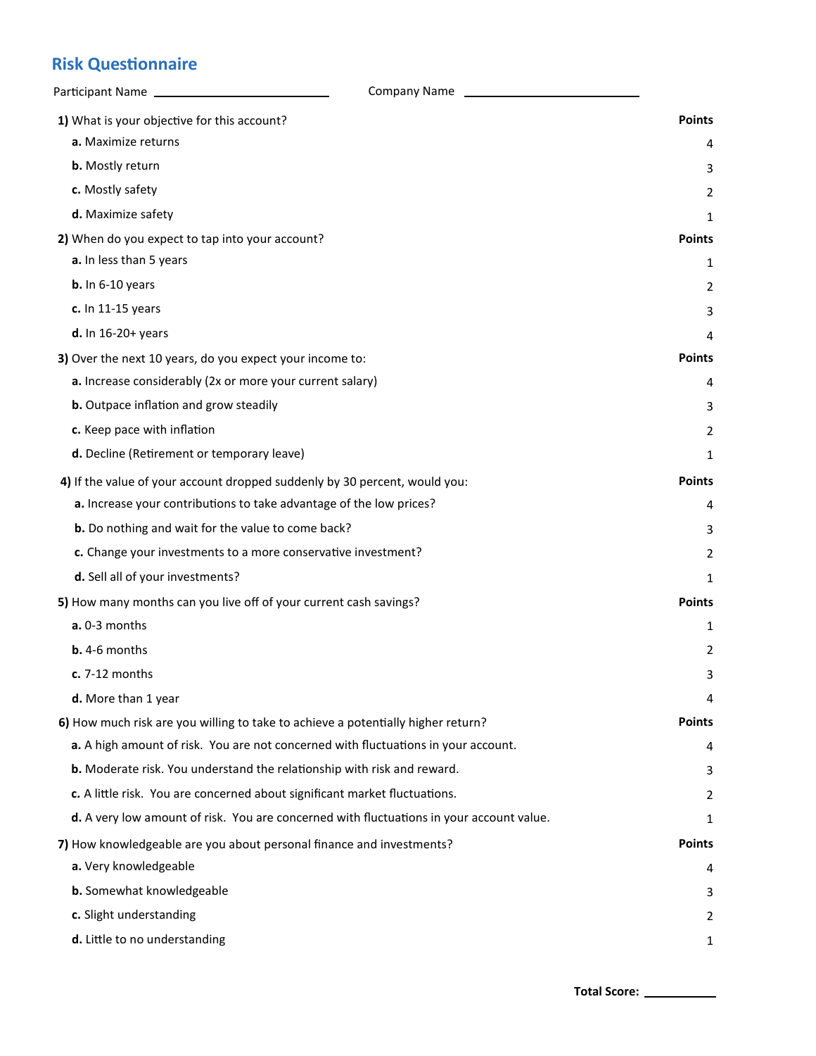## Risk Questionnaire

Participant Name ____________________ Company Name ____________________

| | Points |
|---|---|
| **1)** What is your objective for this account? | **Points** |
| **a.** Maximize returns | 4 |
| **b.** Mostly return | 3 |
| **c.** Mostly safety | 2 |
| **d.** Maximize safety | 1 |
| **2)** When do you expect to tap into your account? | **Points** |
| **a.** In less than 5 years | 1 |
| **b.** In 6-10 years | 2 |
| **c.** In 11-15 years | 3 |
| **d.** In 16-20+ years | 4 |
| **3)** Over the next 10 years, do you expect your income to: | **Points** |
| **a.** Increase considerably (2x or more your current salary) | 4 |
| **b.** Outpace inflation and grow steadily | 3 |
| **c.** Keep pace with inflation | 2 |
| **d.** Decline (Retirement or temporary leave) | 1 |
| **4)** If the value of your account dropped suddenly by 30 percent, would you: | **Points** |
| **a.** Increase your contributions to take advantage of the low prices? | 4 |
| **b.** Do nothing and wait for the value to come back? | 3 |
| **c.** Change your investments to a more conservative investment? | 2 |
| **d.** Sell all of your investments? | 1 |
| **5)** How many months can you live off of your current cash savings? | **Points** |
| **a.** 0-3 months | 1 |
| **b.** 4-6 months | 2 |
| **c.** 7-12 months | 3 |
| **d.** More than 1 year | 4 |
| **6)** How much risk are you willing to take to achieve a potentially higher return? | **Points** |
| **a.** A high amount of risk. You are not concerned with fluctuations in your account. | 4 |
| **b.** Moderate risk. You understand the relationship with risk and reward. | 3 |
| **c.** A little risk. You are concerned about significant market fluctuations. | 2 |
| **d.** A very low amount of risk. You are concerned with fluctuations in your account value. | 1 |
| **7)** How knowledgeable are you about personal finance and investments? | **Points** |
| **a.** Very knowledgeable | 4 |
| **b.** Somewhat knowledgeable | 3 |
| **c.** Slight understanding | 2 |
| **d.** Little to no understanding | 1 |

**Total Score:** __________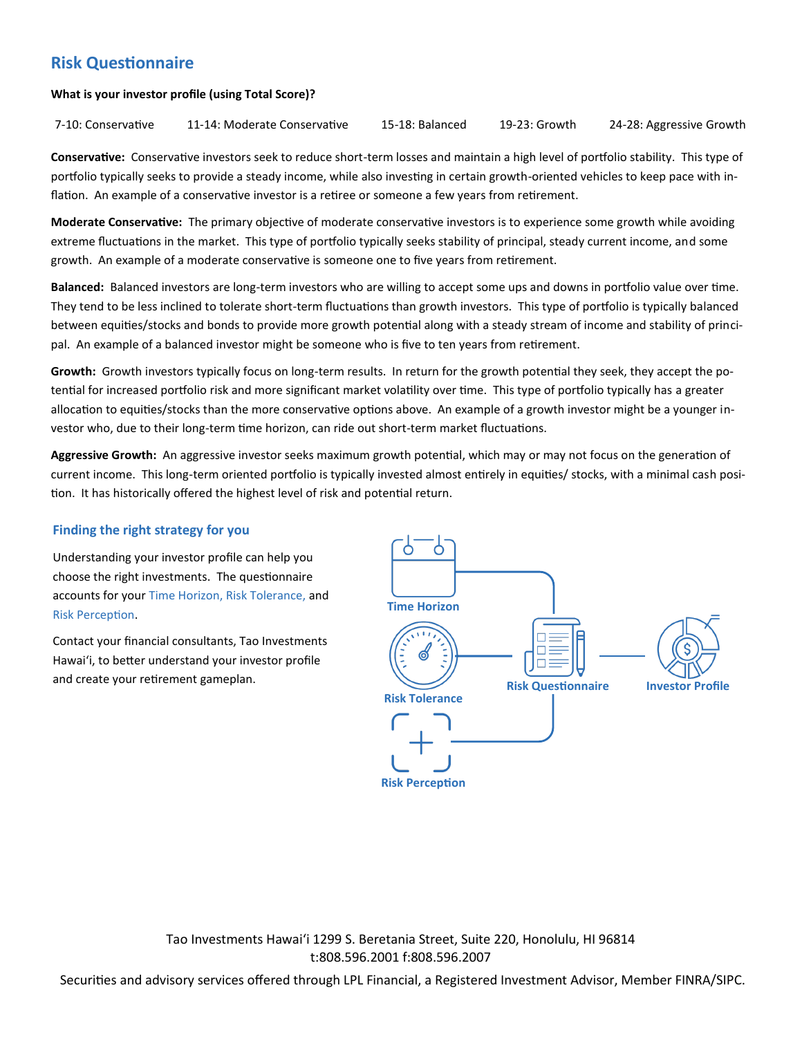## Risk Questionnaire

**What is your investor profile (using Total Score)?**

7-10: Conservative    11-14: Moderate Conservative    15-18: Balanced    19-23: Growth    24-28: Aggressive Growth

**Conservative:** Conservative investors seek to reduce short-term losses and maintain a high level of portfolio stability. This type of portfolio typically seeks to provide a steady income, while also investing in certain growth-oriented vehicles to keep pace with inflation. An example of a conservative investor is a retiree or someone a few years from retirement.

**Moderate Conservative:** The primary objective of moderate conservative investors is to experience some growth while avoiding extreme fluctuations in the market. This type of portfolio typically seeks stability of principal, steady current income, and some growth. An example of a moderate conservative is someone one to five years from retirement.

**Balanced:** Balanced investors are long-term investors who are willing to accept some ups and downs in portfolio value over time. They tend to be less inclined to tolerate short-term fluctuations than growth investors. This type of portfolio is typically balanced between equities/stocks and bonds to provide more growth potential along with a steady stream of income and stability of principal. An example of a balanced investor might be someone who is five to ten years from retirement.

**Growth:** Growth investors typically focus on long-term results. In return for the growth potential they seek, they accept the potential for increased portfolio risk and more significant market volatility over time. This type of portfolio typically has a greater allocation to equities/stocks than the more conservative options above. An example of a growth investor might be a younger investor who, due to their long-term time horizon, can ride out short-term market fluctuations.

**Aggressive Growth:** An aggressive investor seeks maximum growth potential, which may or may not focus on the generation of current income. This long-term oriented portfolio is typically invested almost entirely in equities/ stocks, with a minimal cash position. It has historically offered the highest level of risk and potential return.

### Finding the right strategy for you

Understanding your investor profile can help you choose the right investments. The questionnaire accounts for your Time Horizon, Risk Tolerance, and Risk Perception.

Contact your financial consultants, Tao Investments Hawai'i, to better understand your investor profile and create your retirement gameplan.

Time Horizon

Risk Tolerance

Risk Perception

Risk Questionnaire

Investor Profile

Tao Investments Hawai'i 1299 S. Beretania Street, Suite 220, Honolulu, HI 96814
t:808.596.2001 f:808.596.2007

Securities and advisory services offered through LPL Financial, a Registered Investment Advisor, Member FINRA/SIPC.